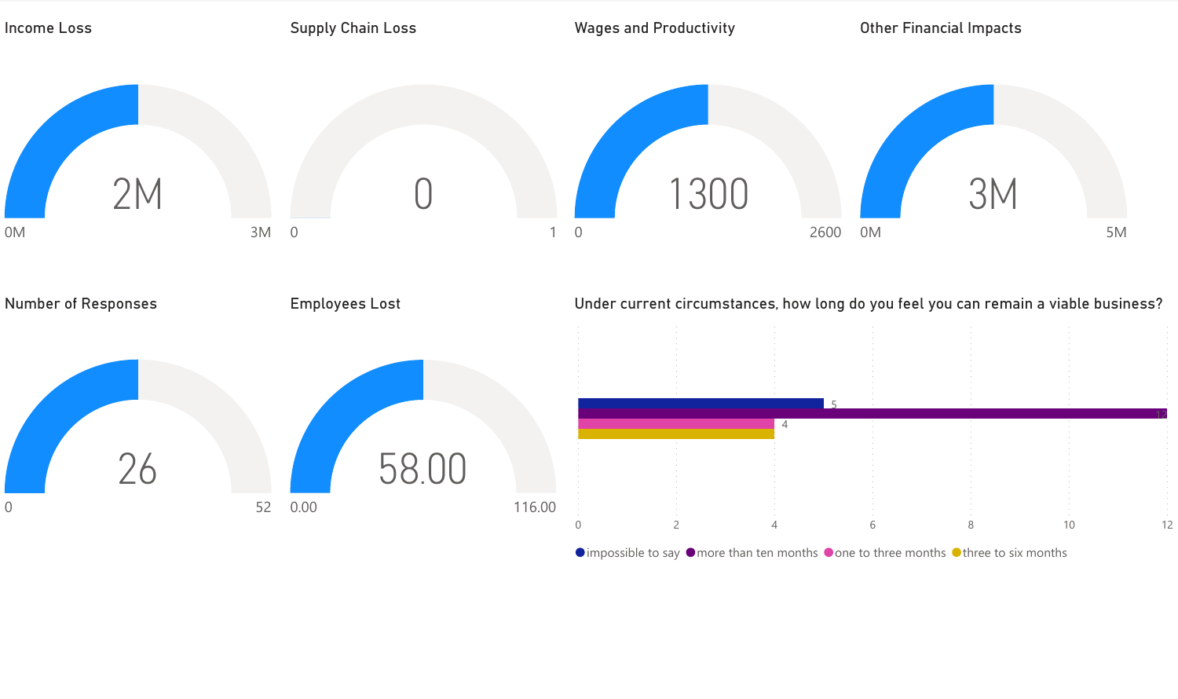## Income Loss

2M

0M — 3M

## Supply Chain Loss

0

0 — 1

## Wages and Productivity

1300

0 — 2600

## Other Financial Impacts

3M

0M — 5M

## Number of Responses

26

0 — 52

## Employees Lost

58.00

0.00 — 116.00

## Under current circumstances, how long do you feel you can remain a viable business?

| Response | Count |
| --- | --- |
| impossible to say | 5 |
| more than ten months | 12 |
| one to three months | 4 |
| three to six months | 4 |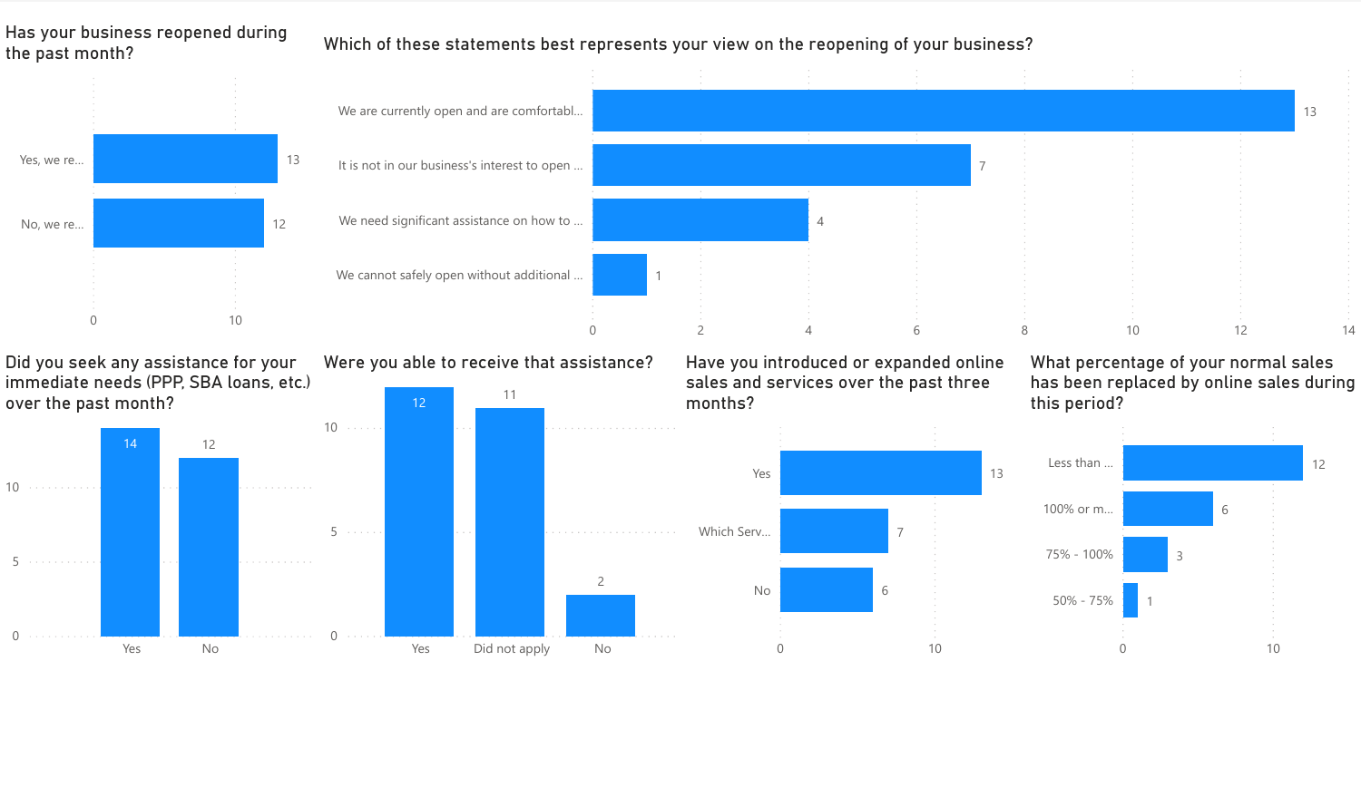## Has your business reopened during the past month?

Yes, we re... 13

No, we re... 12

0
10

## Which of these statements best represents your view on the reopening of your business?

We are currently open and are comfortabl... 13

It is not in our business's interest to open ... 7

We need significant assistance on how to ... 4

We cannot safely open without additional ... 1

0
2
4
6
8
10
12
14

## Did you seek any assistance for your immediate needs (PPP, SBA loans, etc.) over the past month?

14
12

0
5
10

Yes
No

## Were you able to receive that assistance?

12
11
2

0
5
10

Yes
Did not apply
No

## Have you introduced or expanded online sales and services over the past three months?

Yes 13

Which Serv... 7

No 6

0
10

## What percentage of your normal sales has been replaced by online sales during this period?

Less than ... 12

100% or m... 6

75% - 100% 3

50% - 75% 1

0
10